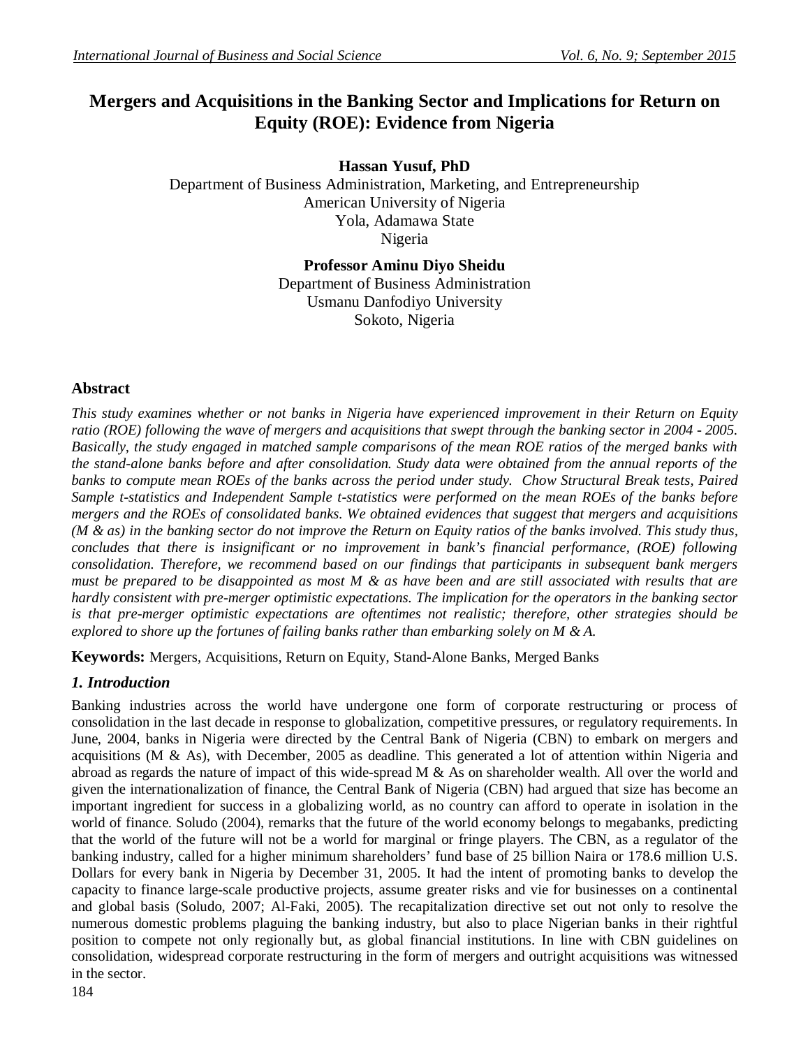# Mergers and Acquisitions in the Banking Sector and Implications for Return on Equity (ROE): Evidence from Nigeria

**Hassan Yusuf, PhD**
Department of Business Administration, Marketing, and Entrepreneurship
American University of Nigeria
Yola, Adamawa State
Nigeria

**Professor Aminu Diyo Sheidu**
Department of Business Administration
Usmanu Danfodiyo University
Sokoto, Nigeria

## Abstract

*This study examines whether or not banks in Nigeria have experienced improvement in their Return on Equity ratio (ROE) following the wave of mergers and acquisitions that swept through the banking sector in 2004 - 2005. Basically, the study engaged in matched sample comparisons of the mean ROE ratios of the merged banks with the stand-alone banks before and after consolidation. Study data were obtained from the annual reports of the banks to compute mean ROEs of the banks across the period under study. Chow Structural Break tests, Paired Sample t-statistics and Independent Sample t-statistics were performed on the mean ROEs of the banks before mergers and the ROEs of consolidated banks. We obtained evidences that suggest that mergers and acquisitions (M & as) in the banking sector do not improve the Return on Equity ratios of the banks involved. This study thus, concludes that there is insignificant or no improvement in bank's financial performance, (ROE) following consolidation. Therefore, we recommend based on our findings that participants in subsequent bank mergers must be prepared to be disappointed as most M & as have been and are still associated with results that are hardly consistent with pre-merger optimistic expectations. The implication for the operators in the banking sector is that pre-merger optimistic expectations are oftentimes not realistic; therefore, other strategies should be explored to shore up the fortunes of failing banks rather than embarking solely on M & A.*

**Keywords:** Mergers, Acquisitions, Return on Equity, Stand-Alone Banks, Merged Banks

## *1. Introduction*

Banking industries across the world have undergone one form of corporate restructuring or process of consolidation in the last decade in response to globalization, competitive pressures, or regulatory requirements. In June, 2004, banks in Nigeria were directed by the Central Bank of Nigeria (CBN) to embark on mergers and acquisitions (M & As), with December, 2005 as deadline. This generated a lot of attention within Nigeria and abroad as regards the nature of impact of this wide-spread M & As on shareholder wealth. All over the world and given the internationalization of finance, the Central Bank of Nigeria (CBN) had argued that size has become an important ingredient for success in a globalizing world, as no country can afford to operate in isolation in the world of finance. Soludo (2004), remarks that the future of the world economy belongs to megabanks, predicting that the world of the future will not be a world for marginal or fringe players. The CBN, as a regulator of the banking industry, called for a higher minimum shareholders' fund base of 25 billion Naira or 178.6 million U.S. Dollars for every bank in Nigeria by December 31, 2005. It had the intent of promoting banks to develop the capacity to finance large-scale productive projects, assume greater risks and vie for businesses on a continental and global basis (Soludo, 2007; Al-Faki, 2005). The recapitalization directive set out not only to resolve the numerous domestic problems plaguing the banking industry, but also to place Nigerian banks in their rightful position to compete not only regionally but, as global financial institutions. In line with CBN guidelines on consolidation, widespread corporate restructuring in the form of mergers and outright acquisitions was witnessed in the sector.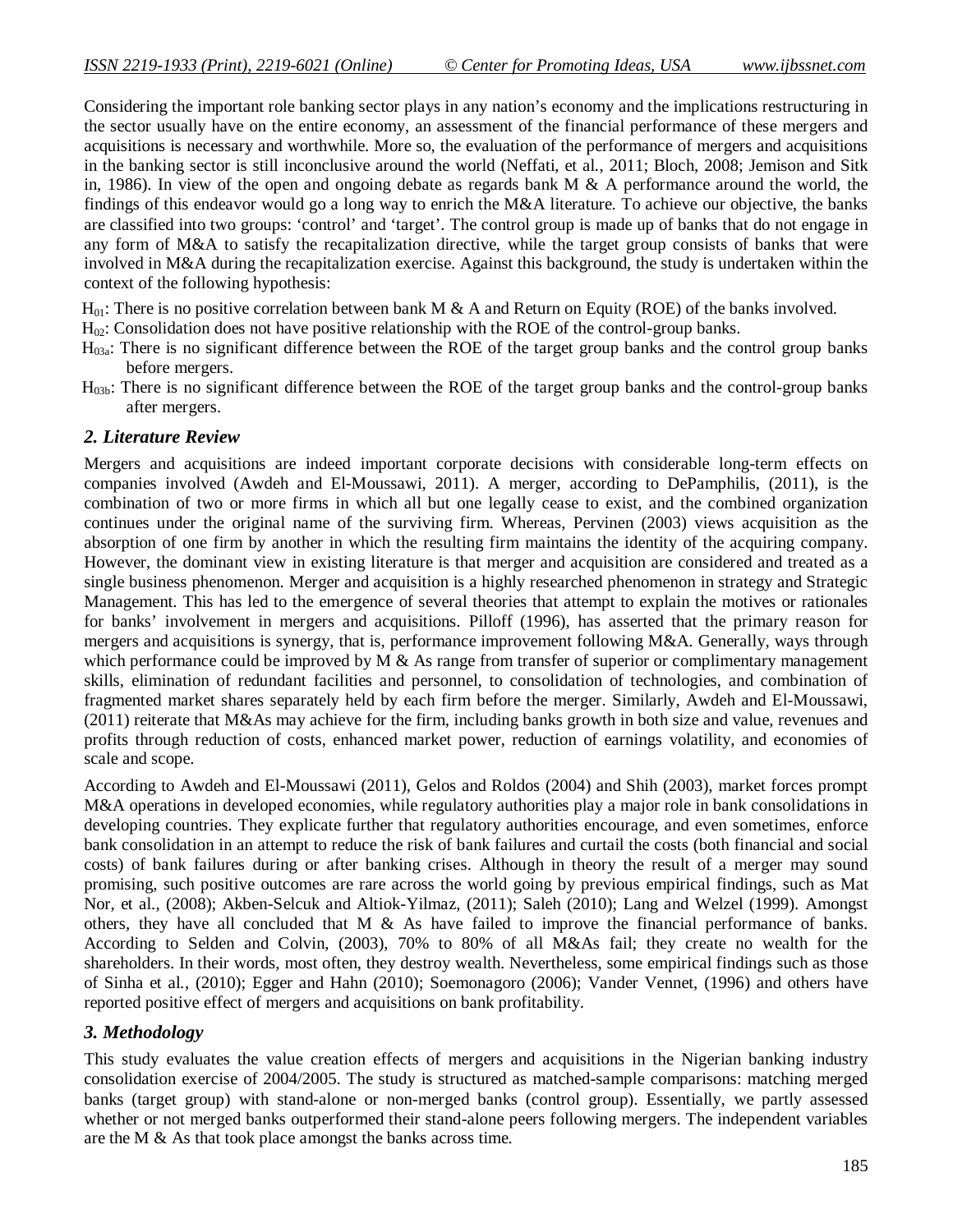Considering the important role banking sector plays in any nation's economy and the implications restructuring in the sector usually have on the entire economy, an assessment of the financial performance of these mergers and acquisitions is necessary and worthwhile. More so, the evaluation of the performance of mergers and acquisitions in the banking sector is still inconclusive around the world (Neffati, et al., 2011; Bloch, 2008; Jemison and Sitk in, 1986). In view of the open and ongoing debate as regards bank M & A performance around the world, the findings of this endeavor would go a long way to enrich the M&A literature. To achieve our objective, the banks are classified into two groups: 'control' and 'target'. The control group is made up of banks that do not engage in any form of M&A to satisfy the recapitalization directive, while the target group consists of banks that were involved in M&A during the recapitalization exercise. Against this background, the study is undertaken within the context of the following hypothesis:

$H_{01}$: There is no positive correlation between bank M & A and Return on Equity (ROE) of the banks involved.

$H_{02}$: Consolidation does not have positive relationship with the ROE of the control-group banks.

$H_{03a}$: There is no significant difference between the ROE of the target group banks and the control group banks before mergers.

$H_{03b}$: There is no significant difference between the ROE of the target group banks and the control-group banks after mergers.

## *2. Literature Review*

Mergers and acquisitions are indeed important corporate decisions with considerable long-term effects on companies involved (Awdeh and El-Moussawi, 2011). A merger, according to DePamphilis, (2011), is the combination of two or more firms in which all but one legally cease to exist, and the combined organization continues under the original name of the surviving firm. Whereas, Pervinen (2003) views acquisition as the absorption of one firm by another in which the resulting firm maintains the identity of the acquiring company. However, the dominant view in existing literature is that merger and acquisition are considered and treated as a single business phenomenon. Merger and acquisition is a highly researched phenomenon in strategy and Strategic Management. This has led to the emergence of several theories that attempt to explain the motives or rationales for banks' involvement in mergers and acquisitions. Pilloff (1996), has asserted that the primary reason for mergers and acquisitions is synergy, that is, performance improvement following M&A. Generally, ways through which performance could be improved by M & As range from transfer of superior or complimentary management skills, elimination of redundant facilities and personnel, to consolidation of technologies, and combination of fragmented market shares separately held by each firm before the merger. Similarly, Awdeh and El-Moussawi, (2011) reiterate that M&As may achieve for the firm, including banks growth in both size and value, revenues and profits through reduction of costs, enhanced market power, reduction of earnings volatility, and economies of scale and scope.

According to Awdeh and El-Moussawi (2011), Gelos and Roldos (2004) and Shih (2003), market forces prompt M&A operations in developed economies, while regulatory authorities play a major role in bank consolidations in developing countries. They explicate further that regulatory authorities encourage, and even sometimes, enforce bank consolidation in an attempt to reduce the risk of bank failures and curtail the costs (both financial and social costs) of bank failures during or after banking crises. Although in theory the result of a merger may sound promising, such positive outcomes are rare across the world going by previous empirical findings, such as Mat Nor, et al., (2008); Akben-Selcuk and Altiok-Yilmaz, (2011); Saleh (2010); Lang and Welzel (1999). Amongst others, they have all concluded that M & As have failed to improve the financial performance of banks. According to Selden and Colvin, (2003), 70% to 80% of all M&As fail; they create no wealth for the shareholders. In their words, most often, they destroy wealth. Nevertheless, some empirical findings such as those of Sinha et al., (2010); Egger and Hahn (2010); Soemonagoro (2006); Vander Vennet, (1996) and others have reported positive effect of mergers and acquisitions on bank profitability.

## *3. Methodology*

This study evaluates the value creation effects of mergers and acquisitions in the Nigerian banking industry consolidation exercise of 2004/2005. The study is structured as matched-sample comparisons: matching merged banks (target group) with stand-alone or non-merged banks (control group). Essentially, we partly assessed whether or not merged banks outperformed their stand-alone peers following mergers. The independent variables are the M & As that took place amongst the banks across time.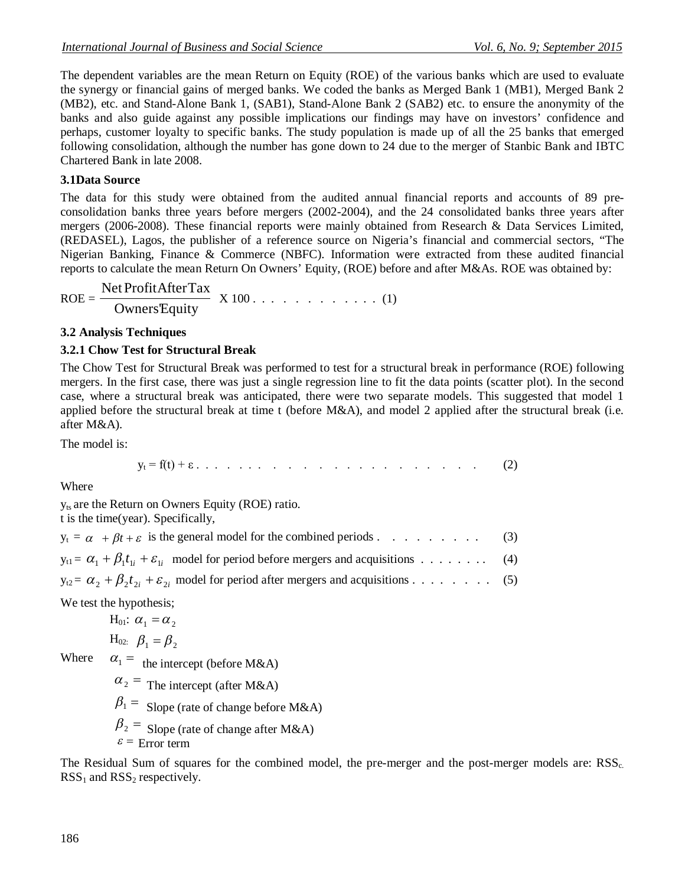The dependent variables are the mean Return on Equity (ROE) of the various banks which are used to evaluate the synergy or financial gains of merged banks. We coded the banks as Merged Bank 1 (MB1), Merged Bank 2 (MB2), etc. and Stand-Alone Bank 1, (SAB1), Stand-Alone Bank 2 (SAB2) etc. to ensure the anonymity of the banks and also guide against any possible implications our findings may have on investors' confidence and perhaps, customer loyalty to specific banks. The study population is made up of all the 25 banks that emerged following consolidation, although the number has gone down to 24 due to the merger of Stanbic Bank and IBTC Chartered Bank in late 2008.

### 3.1Data Source

The data for this study were obtained from the audited annual financial reports and accounts of 89 pre-consolidation banks three years before mergers (2002-2004), and the 24 consolidated banks three years after mergers (2006-2008). These financial reports were mainly obtained from Research & Data Services Limited, (REDASEL), Lagos, the publisher of a reference source on Nigeria's financial and commercial sectors, "The Nigerian Banking, Finance & Commerce (NBFC). Information were extracted from these audited financial reports to calculate the mean Return On Owners' Equity, (ROE) before and after M&As. ROE was obtained by:

$$\text{ROE} = \frac{\text{Net Profit After Tax}}{\text{Owners' Equity}} \times 100 \quad (1)$$

### 3.2 Analysis Techniques

### 3.2.1 Chow Test for Structural Break

The Chow Test for Structural Break was performed to test for a structural break in performance (ROE) following mergers. In the first case, there was just a single regression line to fit the data points (scatter plot). In the second case, where a structural break was anticipated, there were two separate models. This suggested that model 1 applied before the structural break at time t (before M&A), and model 2 applied after the structural break (i.e. after M&A).

The model is:

$$y_t = f(t) + \varepsilon \quad (2)$$

Where

$y_{ts}$ are the Return on Owners Equity (ROE) ratio.
t is the time(year). Specifically,

$y_t = \alpha + \beta t + \varepsilon$ is the general model for the combined periods (3)

$y_{t1} = \alpha_1 + \beta_1 t_{1i} + \varepsilon_{1i}$ model for period before mergers and acquisitions (4)

$y_{t2} = \alpha_2 + \beta_2 t_{2i} + \varepsilon_{2i}$ model for period after mergers and acquisitions (5)

We test the hypothesis;

$H_{01}$: $\alpha_1 = \alpha_2$

$H_{02}$: $\beta_1 = \beta_2$

Where $\alpha_1 =$ the intercept (before M&A)

$\alpha_2 =$ The intercept (after M&A)

$\beta_1 =$ Slope (rate of change before M&A)

$\beta_2 =$ Slope (rate of change after M&A)

$\varepsilon =$ Error term

The Residual Sum of squares for the combined model, the pre-merger and the post-merger models are: $RSS_c$, $RSS_1$ and $RSS_2$ respectively.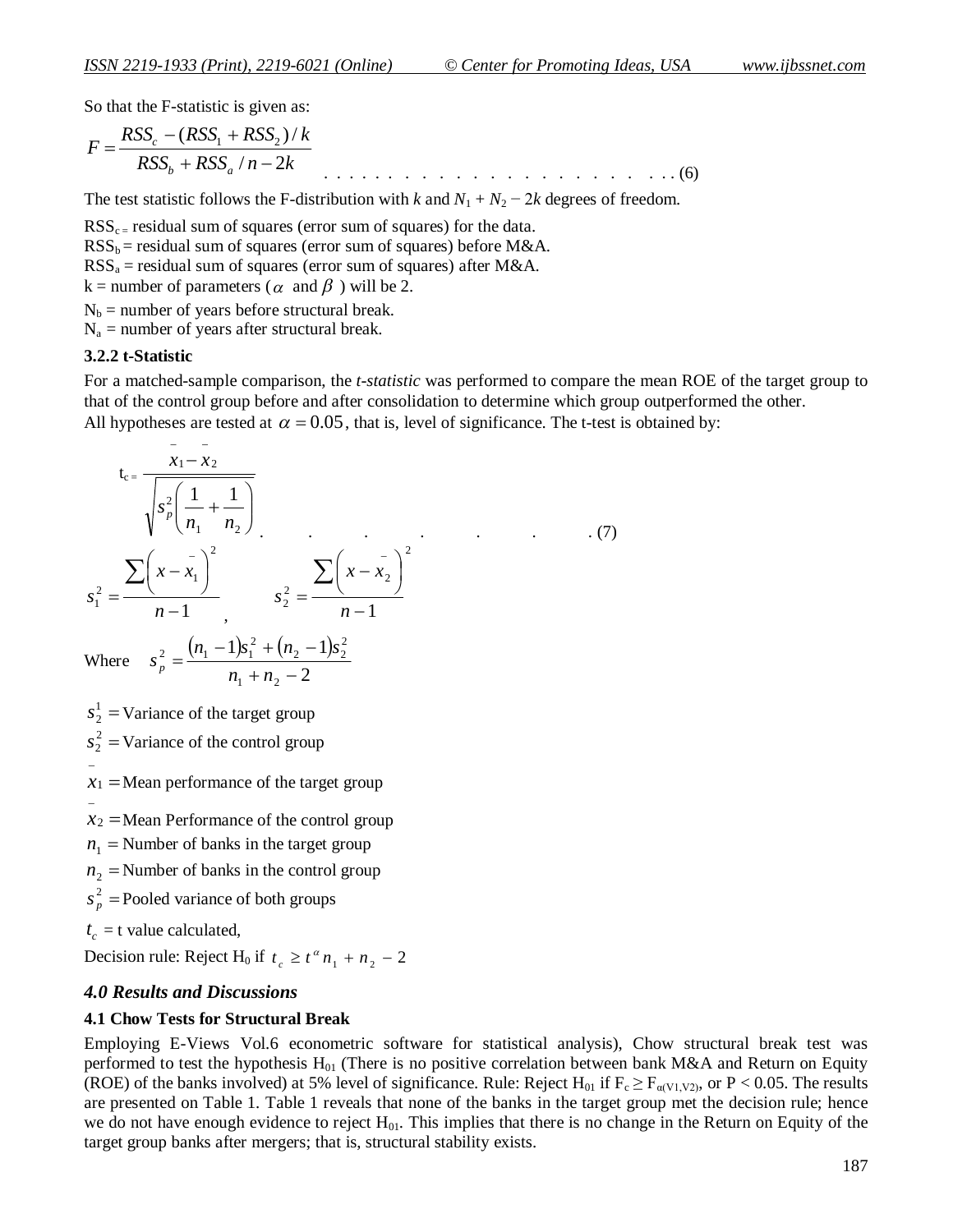So that the F-statistic is given as:

$$F = \frac{RSS_c - (RSS_1 + RSS_2)/k}{RSS_b + RSS_a / n - 2k} \quad \ldots \ldots \ldots \ldots \ldots \ldots (6)$$

The test statistic follows the F-distribution with *k* and $N_1 + N_2 - 2k$ degrees of freedom.

$RSS_c$ = residual sum of squares (error sum of squares) for the data.
$RSS_b$ = residual sum of squares (error sum of squares) before M&A.
$RSS_a$ = residual sum of squares (error sum of squares) after M&A.
k = number of parameters ($\alpha$ and $\beta$ ) will be 2.

$N_b$ = number of years before structural break.
$N_a$ = number of years after structural break.

### 3.2.2 t-Statistic

For a matched-sample comparison, the *t-statistic* was performed to compare the mean ROE of the target group to that of the control group before and after consolidation to determine which group outperformed the other.
All hypotheses are tested at $\alpha = 0.05$, that is, level of significance. The t-test is obtained by:

$$t_c = \frac{\bar{x}_1 - \bar{x}_2}{\sqrt{s_p^2\left(\frac{1}{n_1} + \frac{1}{n_2}\right)}} \quad . \quad . \quad . \quad . \quad . \quad . \quad . (7)$$

$$s_1^2 = \frac{\sum\left(x - \bar{x}_1\right)^2}{n-1}, \qquad s_2^2 = \frac{\sum\left(x - \bar{x}_2\right)^2}{n-1}$$

Where $s_p^2 = \frac{(n_1 - 1)s_1^2 + (n_2 - 1)s_2^2}{n_1 + n_2 - 2}$

$s_2^1$ = Variance of the target group

$s_2^2$ = Variance of the control group

$\bar{x}_1$ = Mean performance of the target group

$\bar{x}_2$ = Mean Performance of the control group

$n_1$ = Number of banks in the target group

$n_2$ = Number of banks in the control group

$s_p^2$ = Pooled variance of both groups

$t_c$ = t value calculated,

Decision rule: Reject $H_0$ if $t_c \geq t^{\alpha} n_1 + n_2 - 2$

## *4.0 Results and Discussions*

### 4.1 Chow Tests for Structural Break

Employing E-Views Vol.6 econometric software for statistical analysis), Chow structural break test was performed to test the hypothesis $H_{01}$ (There is no positive correlation between bank M&A and Return on Equity (ROE) of the banks involved) at 5% level of significance. Rule: Reject $H_{01}$ if $F_c \geq F_{\alpha(V1,V2)}$, or $P < 0.05$. The results are presented on Table 1. Table 1 reveals that none of the banks in the target group met the decision rule; hence we do not have enough evidence to reject $H_{01}$. This implies that there is no change in the Return on Equity of the target group banks after mergers; that is, structural stability exists.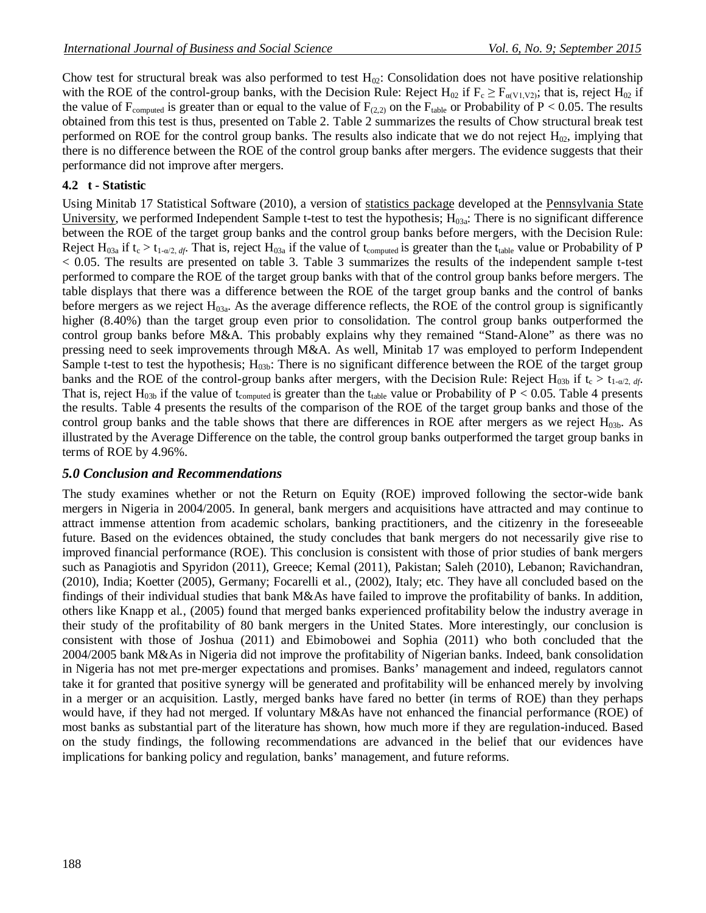Chow test for structural break was also performed to test $H_{02}$: Consolidation does not have positive relationship with the ROE of the control-group banks, with the Decision Rule: Reject $H_{02}$ if $F_c \geq F_{\alpha(V1,V2)}$; that is, reject $H_{02}$ if the value of $F_{computed}$ is greater than or equal to the value of $F_{(2,2)}$ on the $F_{table}$ or Probability of $P < 0.05$. The results obtained from this test is thus, presented on Table 2. Table 2 summarizes the results of Chow structural break test performed on ROE for the control group banks. The results also indicate that we do not reject $H_{02}$, implying that there is no difference between the ROE of the control group banks after mergers. The evidence suggests that their performance did not improve after mergers.

### 4.2 t - Statistic

Using Minitab 17 Statistical Software (2010), a version of statistics package developed at the Pennsylvania State University, we performed Independent Sample t-test to test the hypothesis; $H_{03a}$: There is no significant difference between the ROE of the target group banks and the control group banks before mergers, with the Decision Rule: Reject $H_{03a}$ if $t_c > t_{1-\alpha/2,\ df}$. That is, reject $H_{03a}$ if the value of $t_{computed}$ is greater than the $t_{table}$ value or Probability of P $< 0.05$. The results are presented on table 3. Table 3 summarizes the results of the independent sample t-test performed to compare the ROE of the target group banks with that of the control group banks before mergers. The table displays that there was a difference between the ROE of the target group banks and the control of banks before mergers as we reject $H_{03a}$. As the average difference reflects, the ROE of the control group is significantly higher (8.40%) than the target group even prior to consolidation. The control group banks outperformed the control group banks before M&A. This probably explains why they remained "Stand-Alone" as there was no pressing need to seek improvements through M&A. As well, Minitab 17 was employed to perform Independent Sample t-test to test the hypothesis; $H_{03b}$: There is no significant difference between the ROE of the target group banks and the ROE of the control-group banks after mergers, with the Decision Rule: Reject $H_{03b}$ if $t_c > t_{1-\alpha/2,\ df}$. That is, reject $H_{03b}$ if the value of $t_{computed}$ is greater than the $t_{table}$ value or Probability of $P < 0.05$. Table 4 presents the results. Table 4 presents the results of the comparison of the ROE of the target group banks and those of the control group banks and the table shows that there are differences in ROE after mergers as we reject $H_{03b}$. As illustrated by the Average Difference on the table, the control group banks outperformed the target group banks in terms of ROE by 4.96%.

## *5.0 Conclusion and Recommendations*

The study examines whether or not the Return on Equity (ROE) improved following the sector-wide bank mergers in Nigeria in 2004/2005. In general, bank mergers and acquisitions have attracted and may continue to attract immense attention from academic scholars, banking practitioners, and the citizenry in the foreseeable future. Based on the evidences obtained, the study concludes that bank mergers do not necessarily give rise to improved financial performance (ROE). This conclusion is consistent with those of prior studies of bank mergers such as Panagiotis and Spyridon (2011), Greece; Kemal (2011), Pakistan; Saleh (2010), Lebanon; Ravichandran, (2010), India; Koetter (2005), Germany; Focarelli et al., (2002), Italy; etc. They have all concluded based on the findings of their individual studies that bank M&As have failed to improve the profitability of banks. In addition, others like Knapp et al., (2005) found that merged banks experienced profitability below the industry average in their study of the profitability of 80 bank mergers in the United States. More interestingly, our conclusion is consistent with those of Joshua (2011) and Ebimobowei and Sophia (2011) who both concluded that the 2004/2005 bank M&As in Nigeria did not improve the profitability of Nigerian banks. Indeed, bank consolidation in Nigeria has not met pre-merger expectations and promises. Banks' management and indeed, regulators cannot take it for granted that positive synergy will be generated and profitability will be enhanced merely by involving in a merger or an acquisition. Lastly, merged banks have fared no better (in terms of ROE) than they perhaps would have, if they had not merged. If voluntary M&As have not enhanced the financial performance (ROE) of most banks as substantial part of the literature has shown, how much more if they are regulation-induced. Based on the study findings, the following recommendations are advanced in the belief that our evidences have implications for banking policy and regulation, banks' management, and future reforms.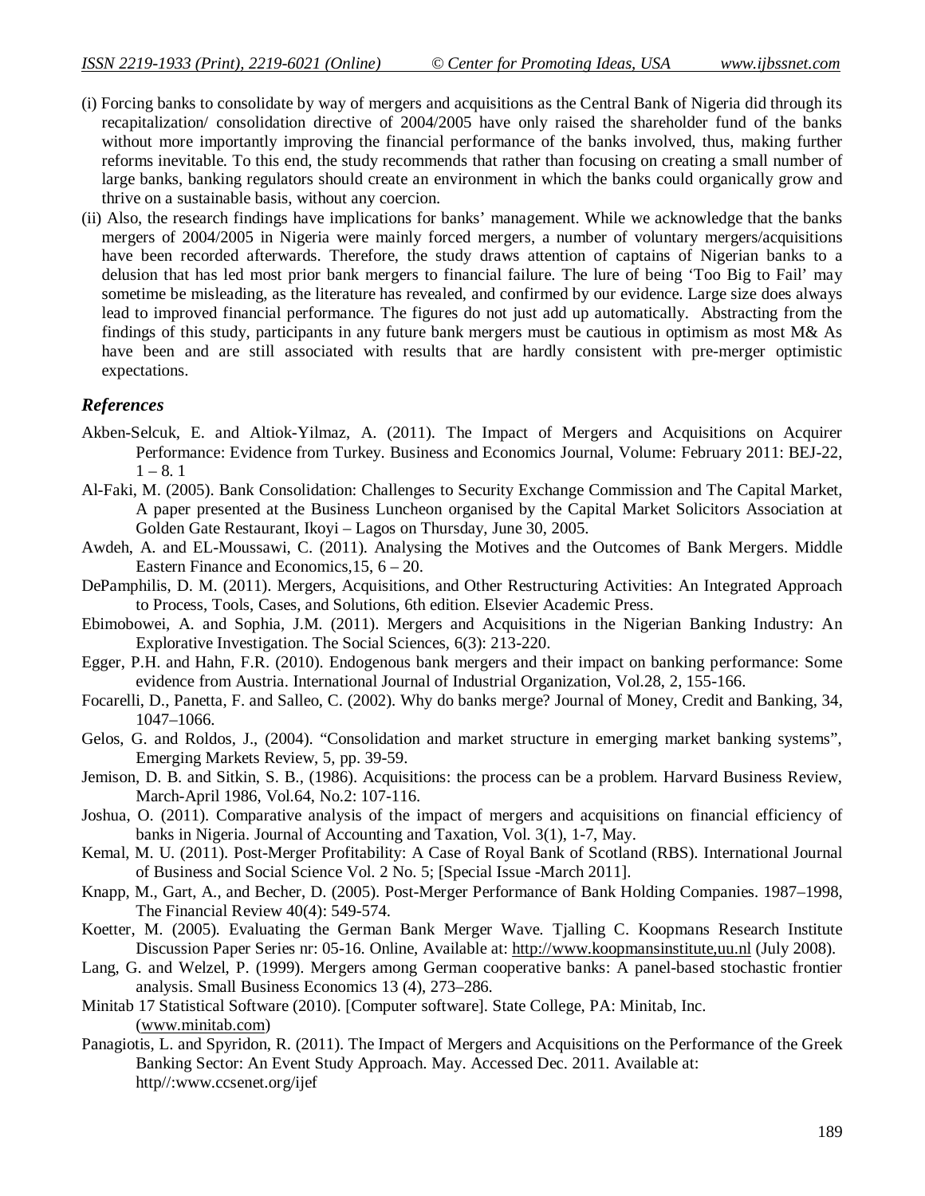(i) Forcing banks to consolidate by way of mergers and acquisitions as the Central Bank of Nigeria did through its recapitalization/ consolidation directive of 2004/2005 have only raised the shareholder fund of the banks without more importantly improving the financial performance of the banks involved, thus, making further reforms inevitable. To this end, the study recommends that rather than focusing on creating a small number of large banks, banking regulators should create an environment in which the banks could organically grow and thrive on a sustainable basis, without any coercion.

(ii) Also, the research findings have implications for banks' management. While we acknowledge that the banks mergers of 2004/2005 in Nigeria were mainly forced mergers, a number of voluntary mergers/acquisitions have been recorded afterwards. Therefore, the study draws attention of captains of Nigerian banks to a delusion that has led most prior bank mergers to financial failure. The lure of being 'Too Big to Fail' may sometime be misleading, as the literature has revealed, and confirmed by our evidence. Large size does always lead to improved financial performance. The figures do not just add up automatically. Abstracting from the findings of this study, participants in any future bank mergers must be cautious in optimism as most M& As have been and are still associated with results that are hardly consistent with pre-merger optimistic expectations.

## *References*

Akben-Selcuk, E. and Altiok-Yilmaz, A. (2011). The Impact of Mergers and Acquisitions on Acquirer Performance: Evidence from Turkey. Business and Economics Journal, Volume: February 2011: BEJ-22, 1 – 8. 1

Al-Faki, M. (2005). Bank Consolidation: Challenges to Security Exchange Commission and The Capital Market, A paper presented at the Business Luncheon organised by the Capital Market Solicitors Association at Golden Gate Restaurant, Ikoyi – Lagos on Thursday, June 30, 2005.

Awdeh, A. and EL-Moussawi, C. (2011). Analysing the Motives and the Outcomes of Bank Mergers. Middle Eastern Finance and Economics,15, 6 – 20.

DePamphilis, D. M. (2011). Mergers, Acquisitions, and Other Restructuring Activities: An Integrated Approach to Process, Tools, Cases, and Solutions, 6th edition. Elsevier Academic Press.

Ebimobowei, A. and Sophia, J.M. (2011). Mergers and Acquisitions in the Nigerian Banking Industry: An Explorative Investigation. The Social Sciences, 6(3): 213-220.

Egger, P.H. and Hahn, F.R. (2010). Endogenous bank mergers and their impact on banking performance: Some evidence from Austria. International Journal of Industrial Organization, Vol.28, 2, 155-166.

Focarelli, D., Panetta, F. and Salleo, C. (2002). Why do banks merge? Journal of Money, Credit and Banking, 34, 1047–1066.

Gelos, G. and Roldos, J., (2004). "Consolidation and market structure in emerging market banking systems", Emerging Markets Review, 5, pp. 39-59.

Jemison, D. B. and Sitkin, S. B., (1986). Acquisitions: the process can be a problem. Harvard Business Review, March-April 1986, Vol.64, No.2: 107-116.

Joshua, O. (2011). Comparative analysis of the impact of mergers and acquisitions on financial efficiency of banks in Nigeria. Journal of Accounting and Taxation, Vol. 3(1), 1-7, May.

Kemal, M. U. (2011). Post-Merger Profitability: A Case of Royal Bank of Scotland (RBS). International Journal of Business and Social Science Vol. 2 No. 5; [Special Issue -March 2011].

Knapp, M., Gart, A., and Becher, D. (2005). Post-Merger Performance of Bank Holding Companies. 1987–1998, The Financial Review 40(4): 549-574.

Koetter, M. (2005). Evaluating the German Bank Merger Wave. Tjalling C. Koopmans Research Institute Discussion Paper Series nr: 05-16. Online, Available at: http://www.koopmansinstitute,uu.nl (July 2008).

Lang, G. and Welzel, P. (1999). Mergers among German cooperative banks: A panel-based stochastic frontier analysis. Small Business Economics 13 (4), 273–286.

Minitab 17 Statistical Software (2010). [Computer software]. State College, PA: Minitab, Inc. (www.minitab.com)

Panagiotis, L. and Spyridon, R. (2011). The Impact of Mergers and Acquisitions on the Performance of the Greek Banking Sector: An Event Study Approach. May. Accessed Dec. 2011. Available at: http//:www.ccsenet.org/ijef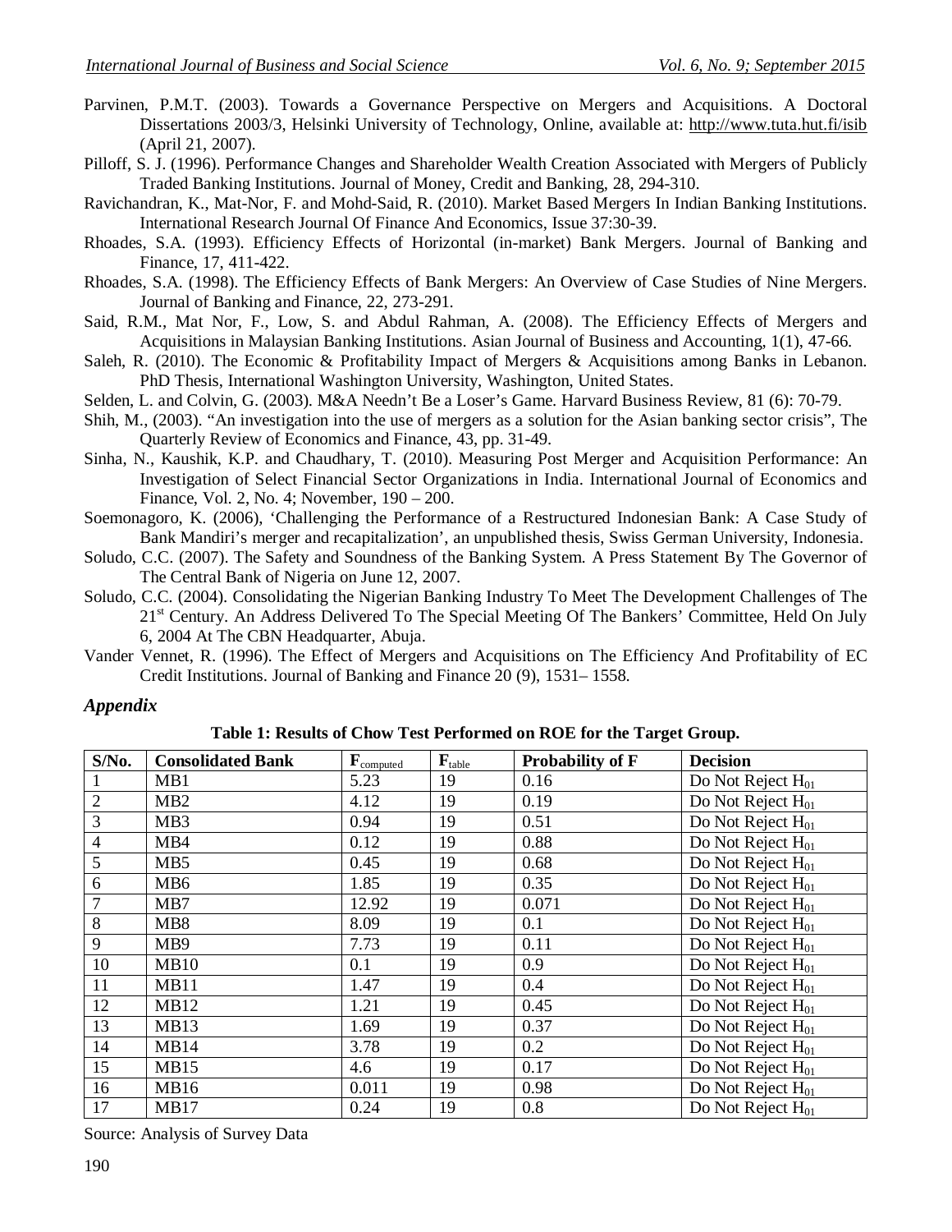Parvinen, P.M.T. (2003). Towards a Governance Perspective on Mergers and Acquisitions. A Doctoral Dissertations 2003/3, Helsinki University of Technology, Online, available at: http://www.tuta.hut.fi/isib (April 21, 2007).

Pilloff, S. J. (1996). Performance Changes and Shareholder Wealth Creation Associated with Mergers of Publicly Traded Banking Institutions. Journal of Money, Credit and Banking, 28, 294-310.

Ravichandran, K., Mat-Nor, F. and Mohd-Said, R. (2010). Market Based Mergers In Indian Banking Institutions. International Research Journal Of Finance And Economics, Issue 37:30-39.

Rhoades, S.A. (1993). Efficiency Effects of Horizontal (in-market) Bank Mergers. Journal of Banking and Finance, 17, 411-422.

Rhoades, S.A. (1998). The Efficiency Effects of Bank Mergers: An Overview of Case Studies of Nine Mergers. Journal of Banking and Finance, 22, 273-291.

Said, R.M., Mat Nor, F., Low, S. and Abdul Rahman, A. (2008). The Efficiency Effects of Mergers and Acquisitions in Malaysian Banking Institutions. Asian Journal of Business and Accounting, 1(1), 47-66.

Saleh, R. (2010). The Economic & Profitability Impact of Mergers & Acquisitions among Banks in Lebanon. PhD Thesis, International Washington University, Washington, United States.

Selden, L. and Colvin, G. (2003). M&A Needn't Be a Loser's Game. Harvard Business Review, 81 (6): 70-79.

Shih, M., (2003). "An investigation into the use of mergers as a solution for the Asian banking sector crisis", The Quarterly Review of Economics and Finance, 43, pp. 31-49.

Sinha, N., Kaushik, K.P. and Chaudhary, T. (2010). Measuring Post Merger and Acquisition Performance: An Investigation of Select Financial Sector Organizations in India. International Journal of Economics and Finance, Vol. 2, No. 4; November, 190 – 200.

Soemonagoro, K. (2006), 'Challenging the Performance of a Restructured Indonesian Bank: A Case Study of Bank Mandiri's merger and recapitalization', an unpublished thesis, Swiss German University, Indonesia.

Soludo, C.C. (2007). The Safety and Soundness of the Banking System. A Press Statement By The Governor of The Central Bank of Nigeria on June 12, 2007.

Soludo, C.C. (2004). Consolidating the Nigerian Banking Industry To Meet The Development Challenges of The 21st Century. An Address Delivered To The Special Meeting Of The Bankers' Committee, Held On July 6, 2004 At The CBN Headquarter, Abuja.

Vander Vennet, R. (1996). The Effect of Mergers and Acquisitions on The Efficiency And Profitability of EC Credit Institutions. Journal of Banking and Finance 20 (9), 1531– 1558.

## *Appendix*

**Table 1: Results of Chow Test Performed on ROE for the Target Group.**

| S/No. | Consolidated Bank | $F_{computed}$ | $F_{table}$ | Probability of F | Decision |
|---|---|---|---|---|---|
| 1 | MB1 | 5.23 | 19 | 0.16 | Do Not Reject $H_{01}$ |
| 2 | MB2 | 4.12 | 19 | 0.19 | Do Not Reject $H_{01}$ |
| 3 | MB3 | 0.94 | 19 | 0.51 | Do Not Reject $H_{01}$ |
| 4 | MB4 | 0.12 | 19 | 0.88 | Do Not Reject $H_{01}$ |
| 5 | MB5 | 0.45 | 19 | 0.68 | Do Not Reject $H_{01}$ |
| 6 | MB6 | 1.85 | 19 | 0.35 | Do Not Reject $H_{01}$ |
| 7 | MB7 | 12.92 | 19 | 0.071 | Do Not Reject $H_{01}$ |
| 8 | MB8 | 8.09 | 19 | 0.1 | Do Not Reject $H_{01}$ |
| 9 | MB9 | 7.73 | 19 | 0.11 | Do Not Reject $H_{01}$ |
| 10 | MB10 | 0.1 | 19 | 0.9 | Do Not Reject $H_{01}$ |
| 11 | MB11 | 1.47 | 19 | 0.4 | Do Not Reject $H_{01}$ |
| 12 | MB12 | 1.21 | 19 | 0.45 | Do Not Reject $H_{01}$ |
| 13 | MB13 | 1.69 | 19 | 0.37 | Do Not Reject $H_{01}$ |
| 14 | MB14 | 3.78 | 19 | 0.2 | Do Not Reject $H_{01}$ |
| 15 | MB15 | 4.6 | 19 | 0.17 | Do Not Reject $H_{01}$ |
| 16 | MB16 | 0.011 | 19 | 0.98 | Do Not Reject $H_{01}$ |
| 17 | MB17 | 0.24 | 19 | 0.8 | Do Not Reject $H_{01}$ |

Source: Analysis of Survey Data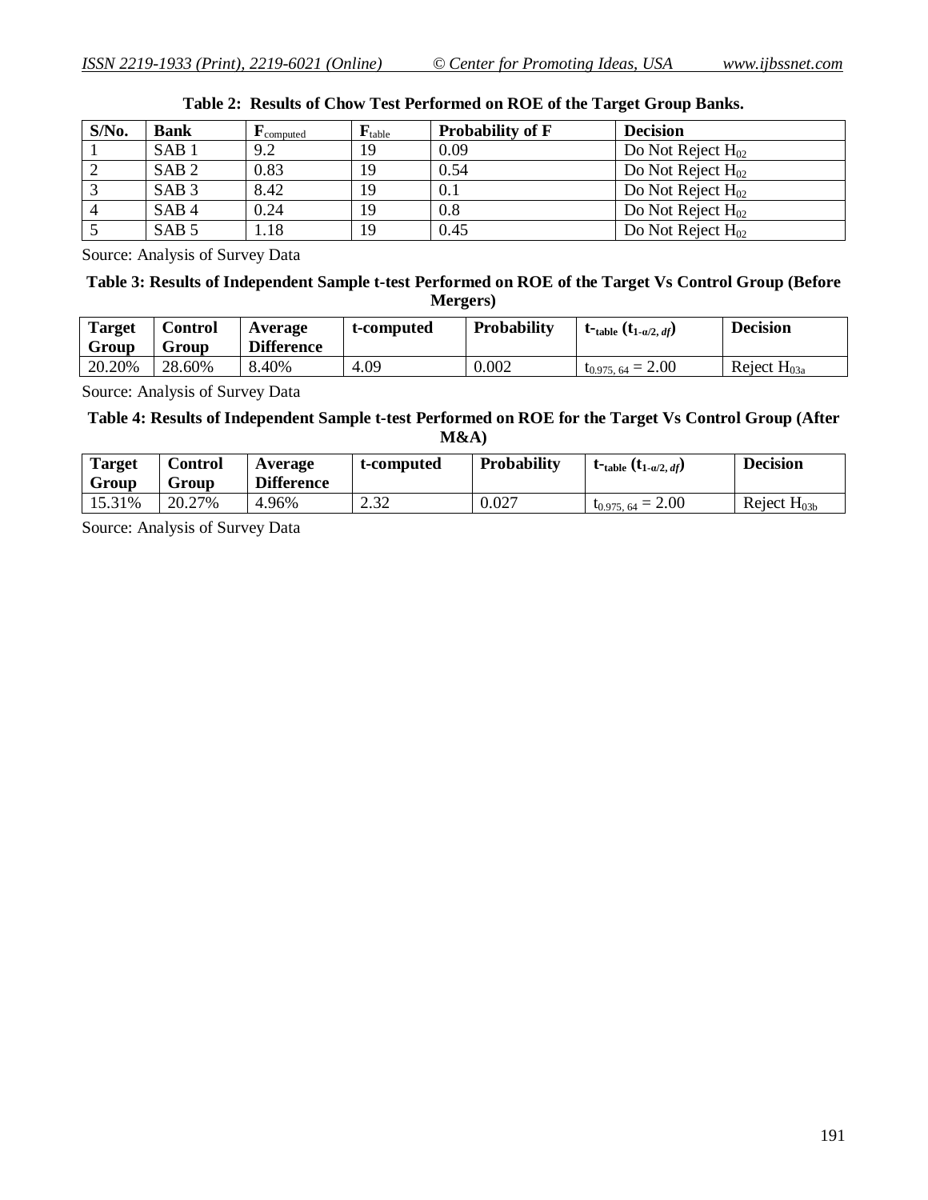**Table 2: Results of Chow Test Performed on ROE of the Target Group Banks.**

| S/No. | Bank | $F_{computed}$ | $F_{table}$ | Probability of F | Decision |
|---|---|---|---|---|---|
| 1 | SAB 1 | 9.2 | 19 | 0.09 | Do Not Reject $H_{02}$ |
| 2 | SAB 2 | 0.83 | 19 | 0.54 | Do Not Reject $H_{02}$ |
| 3 | SAB 3 | 8.42 | 19 | 0.1 | Do Not Reject $H_{02}$ |
| 4 | SAB 4 | 0.24 | 19 | 0.8 | Do Not Reject $H_{02}$ |
| 5 | SAB 5 | 1.18 | 19 | 0.45 | Do Not Reject $H_{02}$ |

Source: Analysis of Survey Data

**Table 3: Results of Independent Sample t-test Performed on ROE of the Target Vs Control Group (Before Mergers)**

| Target Group | Control Group | Average Difference | t-computed | Probability | t-table ($t_{1-\alpha/2,\, df}$) | Decision |
|---|---|---|---|---|---|---|
| 20.20% | 28.60% | 8.40% | 4.09 | 0.002 | $t_{0.975,\, 64} = 2.00$ | Reject $H_{03a}$ |

Source: Analysis of Survey Data

**Table 4: Results of Independent Sample t-test Performed on ROE for the Target Vs Control Group (After M&A)**

| Target Group | Control Group | Average Difference | t-computed | Probability | t-table ($t_{1-\alpha/2,\, df}$) | Decision |
|---|---|---|---|---|---|---|
| 15.31% | 20.27% | 4.96% | 2.32 | 0.027 | $t_{0.975,\, 64} = 2.00$ | Reject $H_{03b}$ |

Source: Analysis of Survey Data